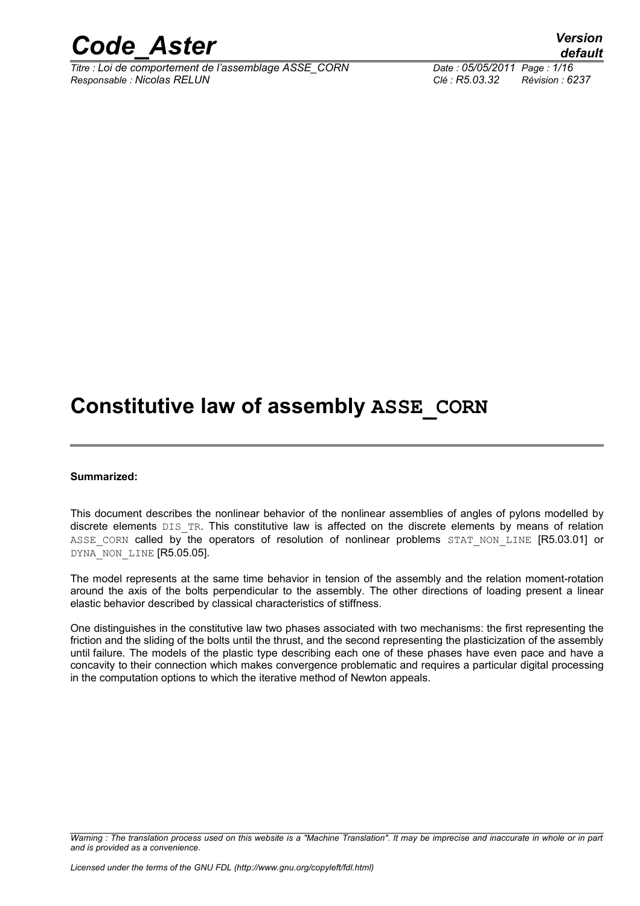# Constitutive law of assembly ASSE_CORN

**Summarized:**

This document describes the nonlinear behavior of the nonlinear assemblies of angles of pylons modelled by discrete elements DIS_TR. This constitutive law is affected on the discrete elements by means of relation ASSE_CORN called by the operators of resolution of nonlinear problems STAT_NON_LINE [R5.03.01] or DYNA_NON_LINE [R5.05.05].

The model represents at the same time behavior in tension of the assembly and the relation moment-rotation around the axis of the bolts perpendicular to the assembly. The other directions of loading present a linear elastic behavior described by classical characteristics of stiffness.

One distinguishes in the constitutive law two phases associated with two mechanisms: the first representing the friction and the sliding of the bolts until the thrust, and the second representing the plasticization of the assembly until failure. The models of the plastic type describing each one of these phases have even pace and have a concavity to their connection which makes convergence problematic and requires a particular digital processing in the computation options to which the iterative method of Newton appeals.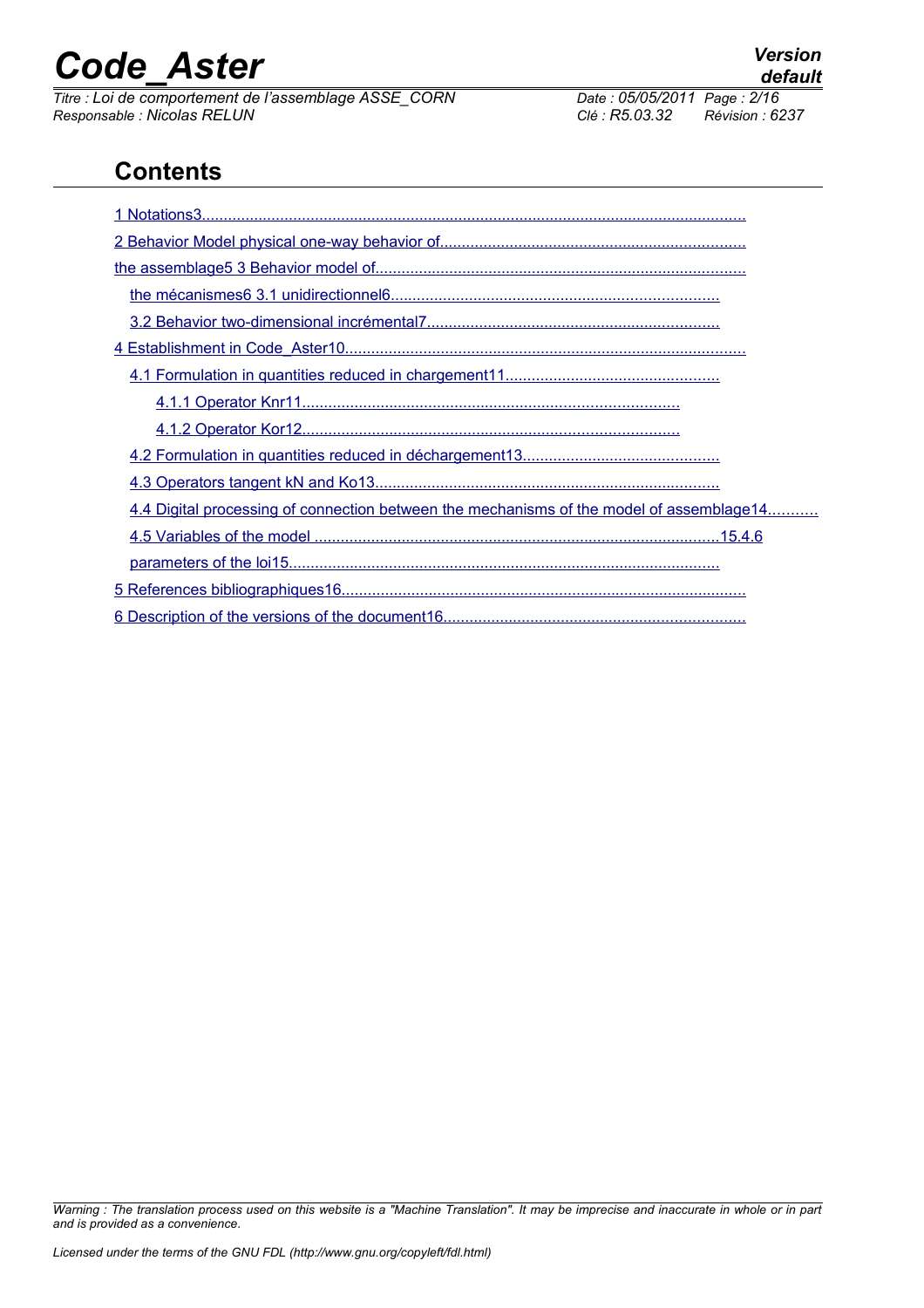## Contents

1 Notations3

2 Behavior Model physical one-way behavior of

the assemblage5 3 Behavior model of

the mécanismes6 3.1 unidirectionnel6

3.2 Behavior two-dimensional incrémental7

4 Establishment in Code_Aster10

4.1 Formulation in quantities reduced in chargement11

4.1.1 Operator Knr11

4.1.2 Operator Kor12

4.2 Formulation in quantities reduced in déchargement13

4.3 Operators tangent kN and Ko13

4.4 Digital processing of connection between the mechanisms of the model of assemblage14

4.5 Variables of the model 15.4.6

parameters of the loi15

5 References bibliographiques16

6 Description of the versions of the document16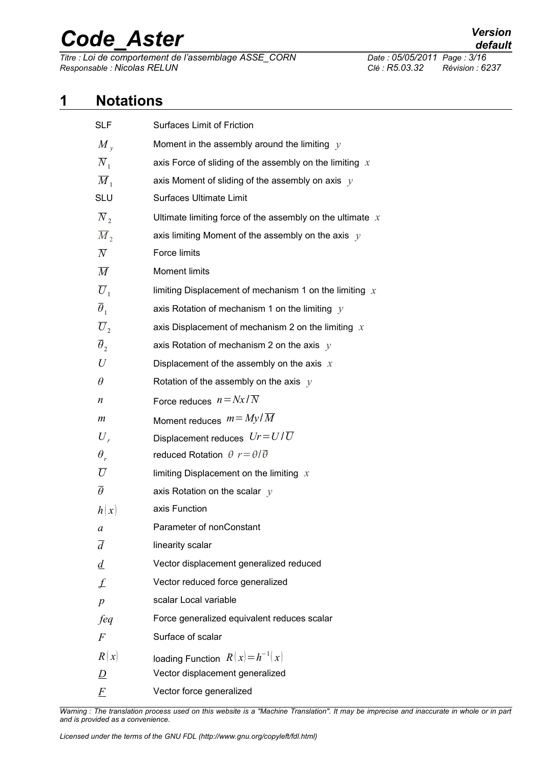# 1 Notations

| | |
|---|---|
| SLF | Surfaces Limit of Friction |
| $M_y$ | Moment in the assembly around the limiting $y$ |
| $\overline{N}_1$ | axis Force of sliding of the assembly on the limiting $x$ |
| $\overline{M}_1$ | axis Moment of sliding of the assembly on axis $y$ |
| SLU | Surfaces Ultimate Limit |
| $\overline{N}_2$ | Ultimate limiting force of the assembly on the ultimate $x$ |
| $\overline{M}_2$ | axis limiting Moment of the assembly on the axis $y$ |
| $\overline{N}$ | Force limits |
| $\overline{M}$ | Moment limits |
| $\overline{U}_1$ | limiting Displacement of mechanism 1 on the limiting $x$ |
| $\overline{\theta}_1$ | axis Rotation of mechanism 1 on the limiting $y$ |
| $\overline{U}_2$ | axis Displacement of mechanism 2 on the limiting $x$ |
| $\overline{\theta}_2$ | axis Rotation of mechanism 2 on the axis $y$ |
| $U$ | Displacement of the assembly on the axis $x$ |
| $\theta$ | Rotation of the assembly on the axis $y$ |
| $n$ | Force reduces $n = Nx/\overline{N}$ |
| $m$ | Moment reduces $m = My/\overline{M}$ |
| $U_r$ | Displacement reduces $Ur = U/\overline{U}$ |
| $\theta_r$ | reduced Rotation $\theta\ r = \theta/\overline{\theta}$ |
| $\overline{U}$ | limiting Displacement on the limiting $x$ |
| $\overline{\theta}$ | axis Rotation on the scalar $y$ |
| $h(x)$ | axis Function |
| $a$ | Parameter of nonConstant |
| $\overline{d}$ | linearity scalar |
| $\underline{d}$ | Vector displacement generalized reduced |
| $\underline{f}$ | Vector reduced force generalized |
| $p$ | scalar Local variable |
| $feq$ | Force generalized equivalent reduces scalar |
| $F$ | Surface of scalar |
| $R(x)$ | loading Function $R(x) = h^{-1}(x)$ |
| $\underline{D}$ | Vector displacement generalized |
| $\underline{F}$ | Vector force generalized |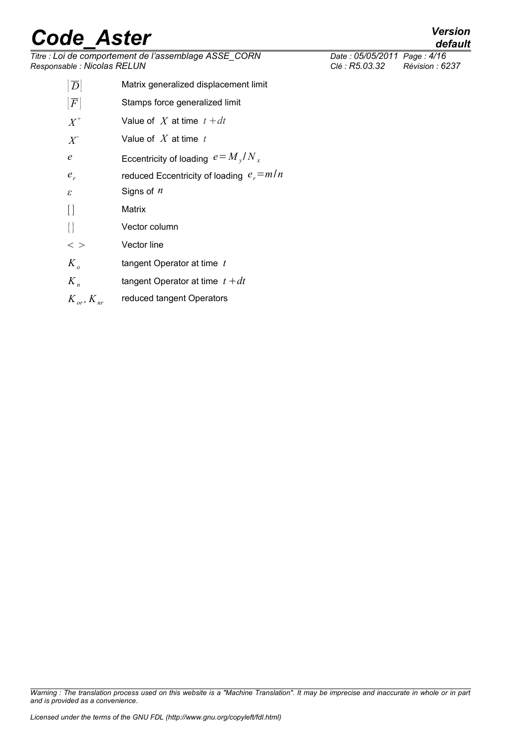| | |
|---|---|
| $[\overline{D}]$ | Matrix generalized displacement limit |
| $[\overline{F}]$ | Stamps force generalized limit |
| $X^+$ | Value of $X$ at time $t+dt$ |
| $X^-$ | Value of $X$ at time $t$ |
| $e$ | Eccentricity of loading $e=M_y/N_x$ |
| $e_r$ | reduced Eccentricity of loading $e_r=m/n$ |
| $\varepsilon$ | Signs of $n$ |
| $[\,]$ | Matrix |
| $\{\}$ | Vector column |
| $<\;>$ | Vector line |
| $K_o$ | tangent Operator at time $t$ |
| $K_n$ | tangent Operator at time $t+dt$ |
| $K_{or}, K_{nr}$ | reduced tangent Operators |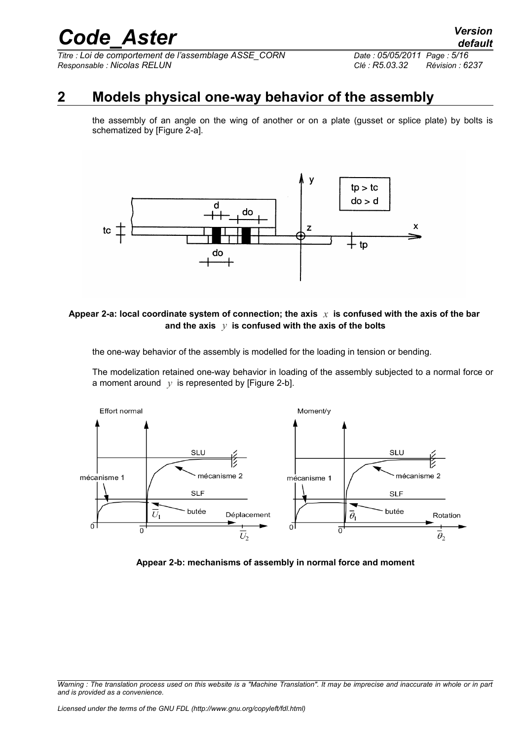## 2 Models physical one-way behavior of the assembly

the assembly of an angle on the wing of another or on a plate (gusset or splice plate) by bolts is schematized by [Figure 2-a].

**Appear 2-a: local coordinate system of connection; the axis $x$ is confused with the axis of the bar and the axis $y$ is confused with the axis of the bolts**

the one-way behavior of the assembly is modelled for the loading in tension or bending.

The modelization retained one-way behavior in loading of the assembly subjected to a normal force or a moment around $y$ is represented by [Figure 2-b].

**Appear 2-b: mechanisms of assembly in normal force and moment**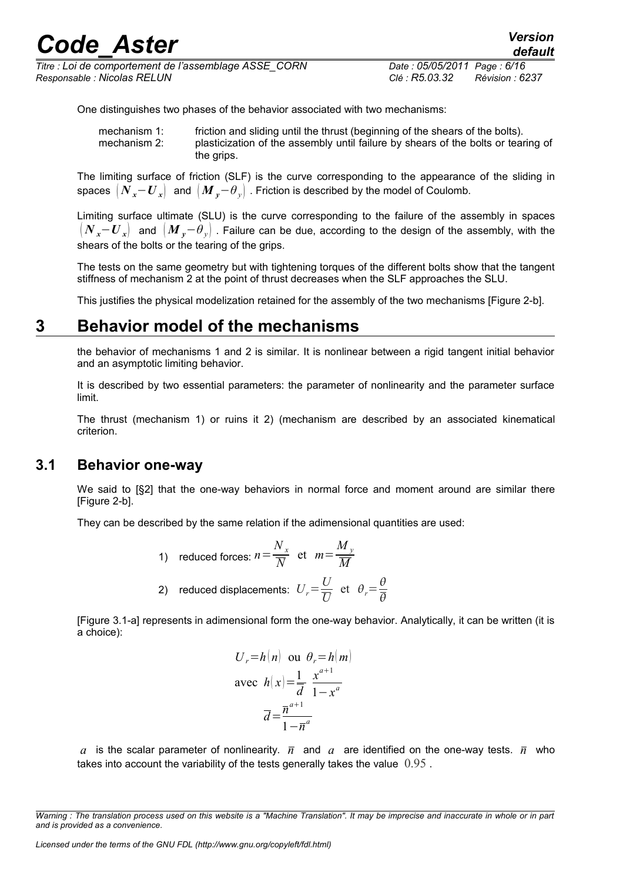One distinguishes two phases of the behavior associated with two mechanisms:

mechanism 1: friction and sliding until the thrust (beginning of the shears of the bolts).
mechanism 2: plasticization of the assembly until failure by shears of the bolts or tearing of the grips.

The limiting surface of friction (SLF) is the curve corresponding to the appearance of the sliding in spaces $(N_x - U_x)$ and $(M_y - \theta_y)$. Friction is described by the model of Coulomb.

Limiting surface ultimate (SLU) is the curve corresponding to the failure of the assembly in spaces $(N_x - U_x)$ and $(M_y - \theta_y)$. Failure can be due, according to the design of the assembly, with the shears of the bolts or the tearing of the grips.

The tests on the same geometry but with tightening torques of the different bolts show that the tangent stiffness of mechanism 2 at the point of thrust decreases when the SLF approaches the SLU.

This justifies the physical modelization retained for the assembly of the two mechanisms [Figure 2-b].

# 3 Behavior model of the mechanisms

the behavior of mechanisms 1 and 2 is similar. It is nonlinear between a rigid tangent initial behavior and an asymptotic limiting behavior.

It is described by two essential parameters: the parameter of nonlinearity and the parameter surface limit.

The thrust (mechanism 1) or ruins it 2) (mechanism are described by an associated kinematical criterion.

## 3.1 Behavior one-way

We said to [§2] that the one-way behaviors in normal force and moment around are similar there [Figure 2-b].

They can be described by the same relation if the adimensional quantities are used:

1) reduced forces: $n = \dfrac{N_x}{\overline{N}}$ et $m = \dfrac{M_y}{\overline{M}}$

2) reduced displacements: $U_r = \dfrac{U}{\overline{U}}$ et $\theta_r = \dfrac{\theta}{\overline{\theta}}$

[Figure 3.1-a] represents in adimensional form the one-way behavior. Analytically, it can be written (it is a choice):

$$U_r = h(n) \text{ ou } \theta_r = h(m)$$

$$\text{avec } h(x) = \frac{1}{\overline{d}} \frac{x^{a+1}}{1 - x^a}$$

$$\overline{d} = \frac{\overline{n}^{a+1}}{1 - \overline{n}^a}$$

$a$ is the scalar parameter of nonlinearity. $\overline{n}$ and $a$ are identified on the one-way tests. $\overline{n}$ who takes into account the variability of the tests generally takes the value $0.95$.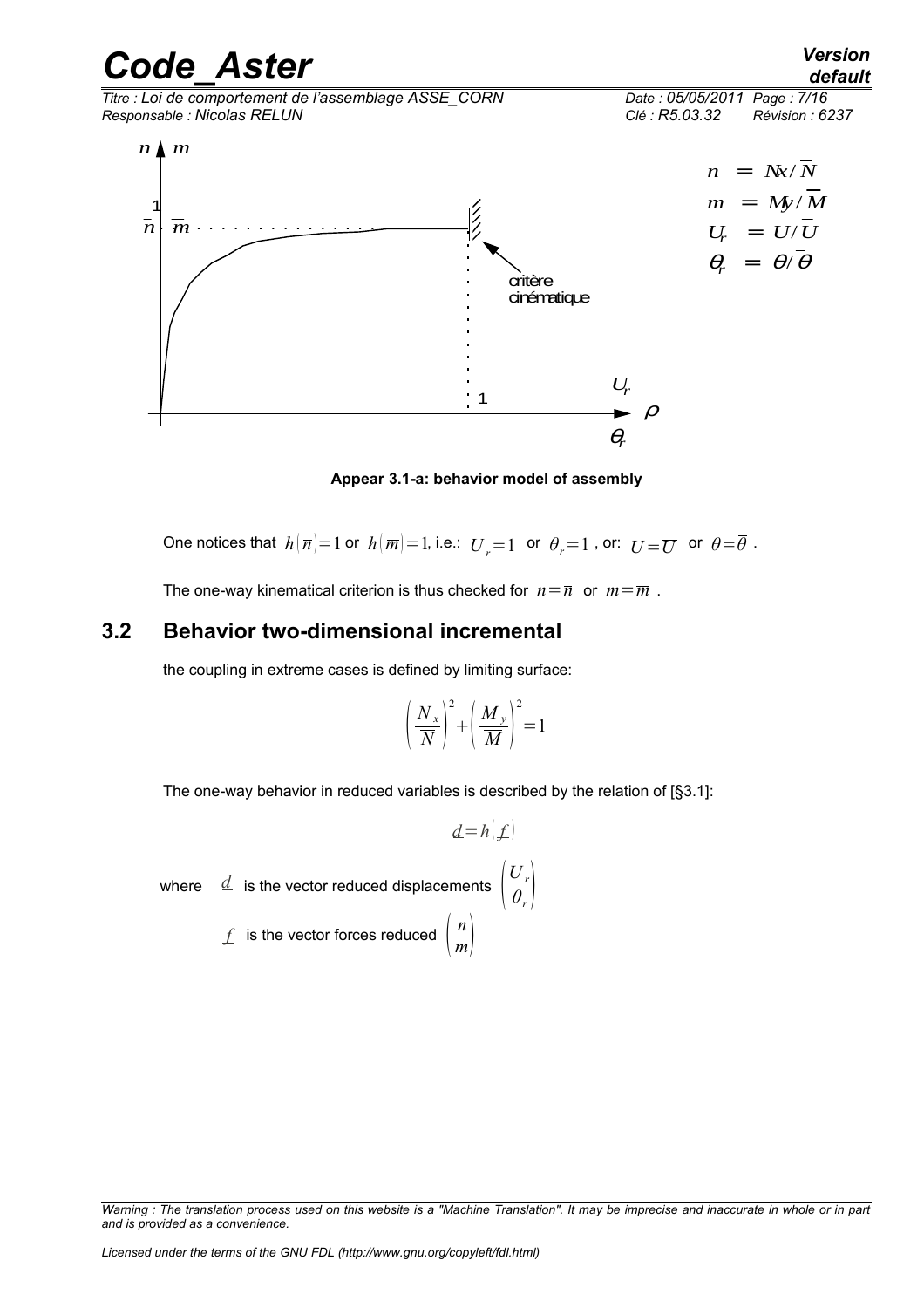Appear 3.1-a: behavior model of assembly

One notices that $h(\overline{n})=1$ or $h(\overline{m})=1$, i.e.: $U_r=1$ or $\theta_r=1$ , or: $U=\overline{U}$ or $\theta=\overline{\theta}$ .

The one-way kinematical criterion is thus checked for $n=\overline{n}$ or $m=\overline{m}$ .

## 3.2 Behavior two-dimensional incremental

the coupling in extreme cases is defined by limiting surface:

$$\left(\frac{N_x}{\overline{N}}\right)^2+\left(\frac{M_y}{\overline{M}}\right)^2=1$$

The one-way behavior in reduced variables is described by the relation of [§3.1]:

$$\underline{d}=h(\underline{f})$$

where $\underline{d}$ is the vector reduced displacements $\begin{pmatrix} U_r \\ \theta_r \end{pmatrix}$

$\underline{f}$ is the vector forces reduced $\begin{pmatrix} n \\ m \end{pmatrix}$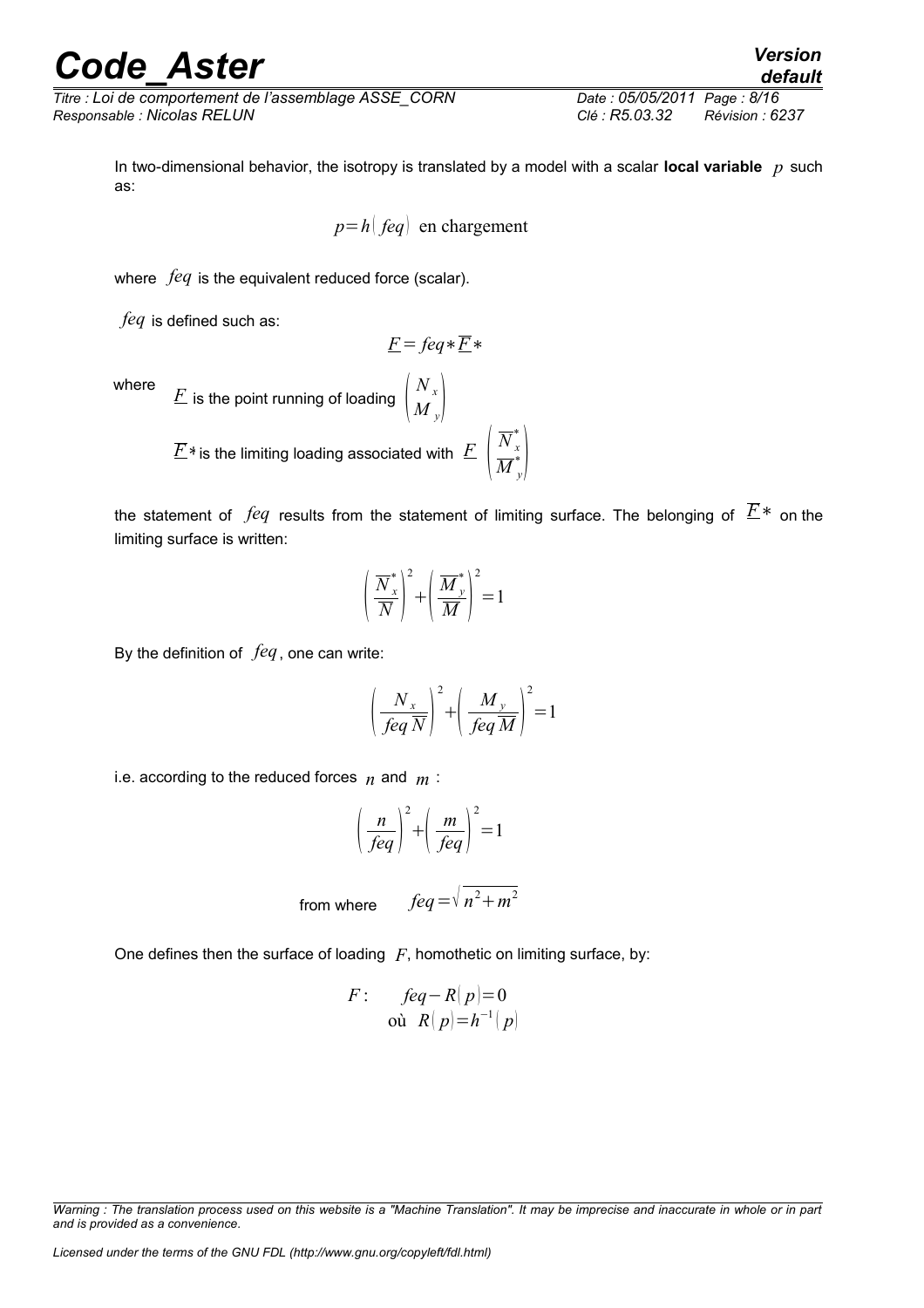In two-dimensional behavior, the isotropy is translated by a model with a scalar **local variable** $p$ such as:

$$p = h(feq) \text{ en chargement}$$

where $feq$ is the equivalent reduced force (scalar).

$feq$ is defined such as:

$$\underline{F} = feq * \overline{\underline{F}} *$$

where $\underline{F}$ is the point running of loading $\begin{pmatrix} N_x \\ M_y \end{pmatrix}$

$\underline{F}*$ is the limiting loading associated with $\underline{F}$ $\begin{pmatrix} \overline{N}_x^* \\ \overline{M}_y^* \end{pmatrix}$

the statement of $feq$ results from the statement of limiting surface. The belonging of $\underline{F}*$ on the limiting surface is written:

$$\left(\frac{\overline{N}_x^*}{\overline{N}}\right)^2 + \left(\frac{\overline{M}_y^*}{\overline{M}}\right)^2 = 1$$

By the definition of $feq$, one can write:

$$\left(\frac{N_x}{feq\,\overline{N}}\right)^2 + \left(\frac{M_y}{feq\,\overline{M}}\right)^2 = 1$$

i.e. according to the reduced forces $n$ and $m$ :

$$\left(\frac{n}{feq}\right)^2 + \left(\frac{m}{feq}\right)^2 = 1$$

from where $\quad feq = \sqrt{n^2 + m^2}$

One defines then the surface of loading $F$, homothetic on limiting surface, by:

$$F: \quad feq - R(p) = 0$$
$$\text{où } R(p) = h^{-1}(p)$$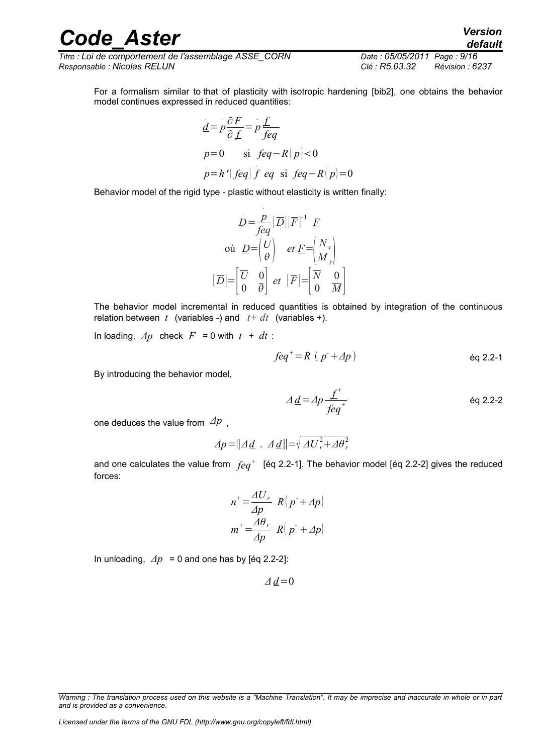For a formalism similar to that of plasticity with isotropic hardening [bib2], one obtains the behavior model continues expressed in reduced quantities:

$$\dot{\underline{d}} = \dot{p} \frac{\partial F}{\partial \underline{f}} = \dot{p} \frac{\underline{f}}{feq}$$

$$\dot{p} = 0 \quad \text{si} \;\; feq - R(p) < 0$$

$$\dot{p} = h'(feq)\, \dot{f}\, eq \;\; \text{si} \;\; feq - R(p) = 0$$

Behavior model of the rigid type - plastic without elasticity is written finally:

$$\dot{\underline{D}} = \frac{\dot{p}}{feq} [\overline{D}][\overline{F}]^{-1} \;\; \underline{F}$$

$$\text{où} \;\; \underline{D} = \begin{pmatrix} U \\ \theta \end{pmatrix} \quad et\; \underline{F} = \begin{pmatrix} N_x \\ M_y \end{pmatrix}$$

$$[\overline{D}] = \begin{bmatrix} \overline{U} & 0 \\ 0 & \overline{\theta} \end{bmatrix} \; et \;\; [\overline{F}] = \begin{bmatrix} \overline{N} & 0 \\ 0 & \overline{M} \end{bmatrix}$$

The behavior model incremental in reduced quantities is obtained by integration of the continuous relation between $t$ (variables -) and $t + dt$ (variables +).

In loading, $\Delta p$ check $F = 0$ with $t + dt$ :

$$feq^{+} = R\;(p^{-} + \Delta p) \qquad \text{éq 2.2-1}$$

By introducing the behavior model,

$$\Delta\, \underline{d} = \Delta p \frac{\underline{f}^{+}}{feq^{+}} \qquad \text{éq 2.2-2}$$

one deduces the value from $\Delta p$ ,

$$\Delta p = \| \Delta\, \underline{d} \;\; . \;\; \Delta\, \underline{d} \| = \sqrt{\Delta U_r^2 + \Delta \theta_r^2}$$

and one calculates the value from $feq^{+}$ [éq 2.2-1]. The behavior model [éq 2.2-2] gives the reduced forces:

$$n^{+} = \frac{\Delta U_r}{\Delta p} \;\; R(p^{-} + \Delta p)$$

$$m^{+} = \frac{\Delta \theta_r}{\Delta p} \;\; R(p^{-} + \Delta p)$$

In unloading, $\Delta p = 0$ and one has by [éq 2.2-2]:

$$\Delta\, \underline{d} = 0$$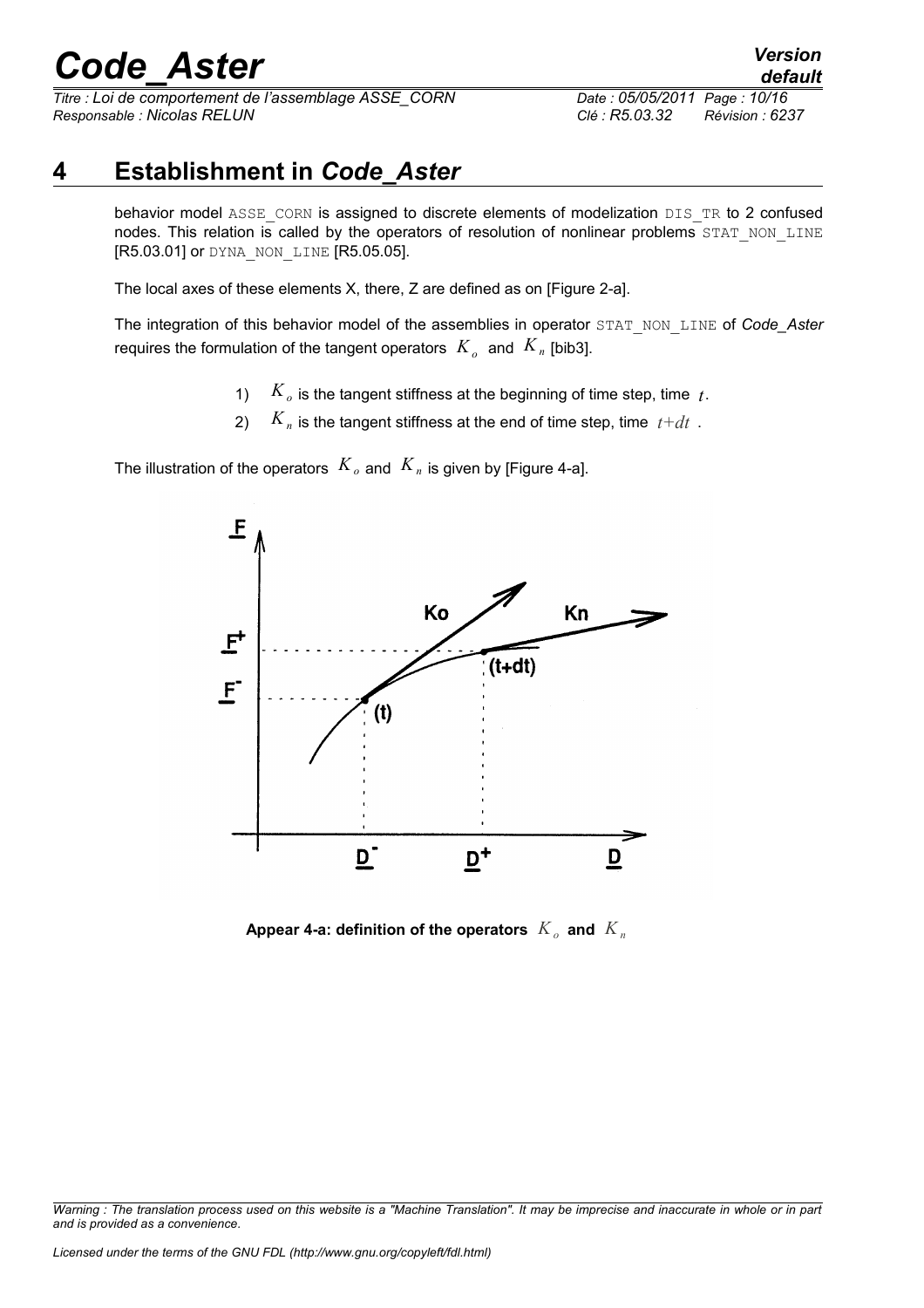# 4 Establishment in *Code_Aster*

behavior model ASSE_CORN is assigned to discrete elements of modelization DIS_TR to 2 confused nodes. This relation is called by the operators of resolution of nonlinear problems STAT_NON_LINE [R5.03.01] or DYNA_NON_LINE [R5.05.05].

The local axes of these elements X, there, Z are defined as on [Figure 2-a].

The integration of this behavior model of the assemblies in operator STAT_NON_LINE of *Code_Aster* requires the formulation of the tangent operators $K_o$ and $K_n$ [bib3].

1) $K_o$ is the tangent stiffness at the beginning of time step, time $t$.
2) $K_n$ is the tangent stiffness at the end of time step, time $t+dt$.

The illustration of the operators $K_o$ and $K_n$ is given by [Figure 4-a].

**Appear 4-a: definition of the operators $K_o$ and $K_n$**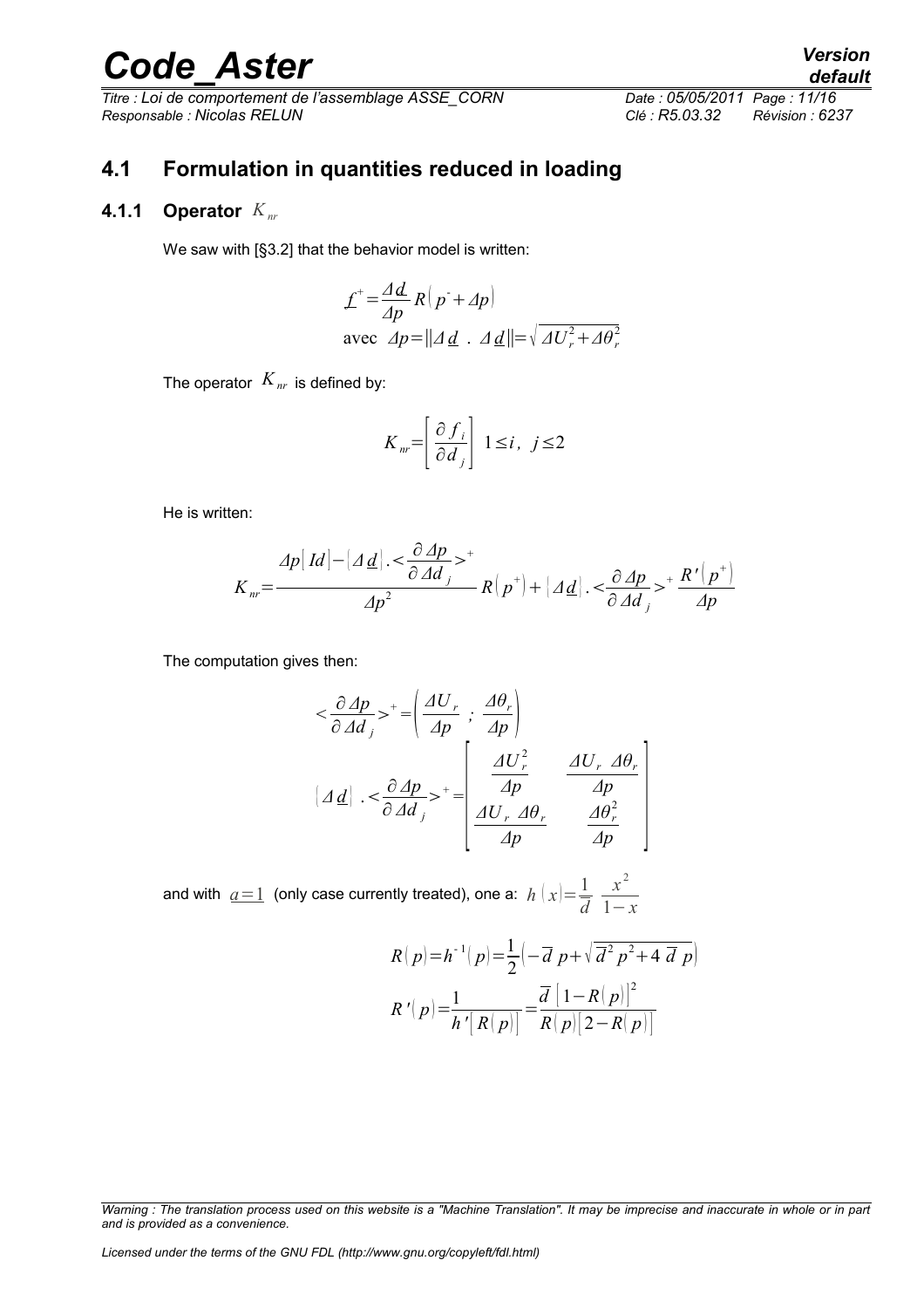## 4.1 Formulation in quantities reduced in loading

### 4.1.1 Operator $K_{nr}$

We saw with [§3.2] that the behavior model is written:

$$\underline{f}^{+}=\frac{\Delta \underline{d}}{\Delta p} R\left(p^{-}+\Delta p\right)$$
$$\text{avec } \Delta p=\|\Delta \underline{d} \ . \ \Delta \underline{d}\|=\sqrt{\Delta U_r^2+\Delta \theta_r^2}$$

The operator $K_{nr}$ is defined by:

$$K_{nr}=\left[\frac{\partial f_i}{\partial d_j}\right] \ 1 \leq i, \ j \leq 2$$

He is written:

$$K_{nr}=\frac{\Delta p[Id]-\left(\Delta \underline{d}\right).<\dfrac{\partial \Delta p}{\partial \Delta d_j}>^{+}}{\Delta p^2} R\left(p^{+}\right)+\left(\Delta \underline{d}\right).<\frac{\partial \Delta p}{\partial \Delta d_j}>^{+} \frac{R'\left(p^{+}\right)}{\Delta p}$$

The computation gives then:

$$<\frac{\partial \Delta p}{\partial \Delta d_j}>^{+}=\left(\frac{\Delta U_r}{\Delta p} \ ; \ \frac{\Delta \theta_r}{\Delta p}\right)$$

$$\left(\Delta \underline{d}\right) \ .<\frac{\partial \Delta p}{\partial \Delta d_j}>^{+}=\begin{bmatrix} \dfrac{\Delta U_r^2}{\Delta p} & \dfrac{\Delta U_r \ \Delta \theta_r}{\Delta p} \\ \dfrac{\Delta U_r \ \Delta \theta_r}{\Delta p} & \dfrac{\Delta \theta_r^2}{\Delta p} \end{bmatrix}$$

and with $\underline{a=1}$ (only case currently treated), one a: $h(x)=\dfrac{1}{\overline{d}} \dfrac{x^2}{1-x}$

$$R(p)=h^{-1}(p)=\frac{1}{2}\left(-\overline{d}\, p+\sqrt{\overline{d}^2 p^2+4\, \overline{d}\, p}\right)$$

$$R'(p)=\frac{1}{h'\left[R(p)\right]}=\frac{\overline{d}\left[1-R(p)\right]^2}{R(p)\left[2-R(p)\right]}$$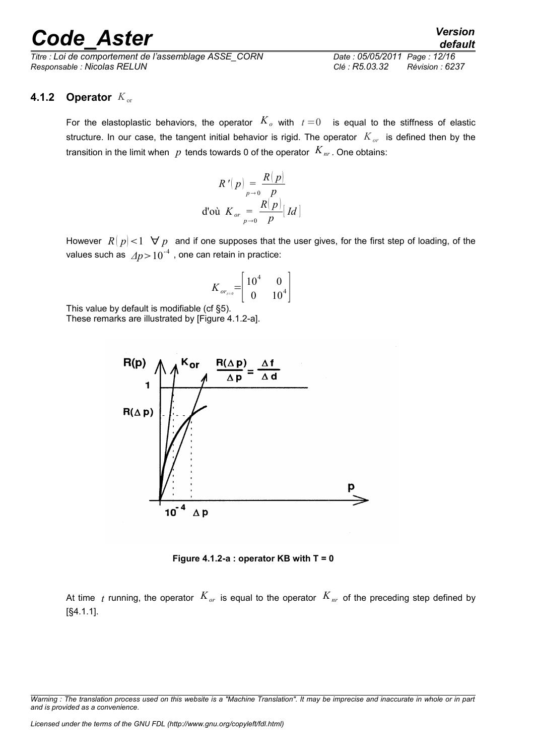### 4.1.2 Operator $K_{or}$

For the elastoplastic behaviors, the operator $K_o$ with $t=0$ is equal to the stiffness of elastic structure. In our case, the tangent initial behavior is rigid. The operator $K_{or}$ is defined then by the transition in the limit when $p$ tends towards 0 of the operator $K_{nr}$. One obtains:

$$R'(p) \underset{p\to 0}{=} \frac{R(p)}{p}$$
$$\text{d'où } K_{or} \underset{p\to 0}{=} \frac{R(p)}{p}[Id]$$

However $R(p)<1 \;\; \forall p$ and if one supposes that the user gives, for the first step of loading, of the values such as $\Delta p > 10^{-4}$ , one can retain in practice:

$$K_{or_{t=0}} = \begin{bmatrix} 10^4 & 0 \\ 0 & 10^4 \end{bmatrix}$$

This value by default is modifiable (cf §5).
These remarks are illustrated by [Figure 4.1.2-a].

Figure 4.1.2-a : operator KB with T = 0

At time $t$ running, the operator $K_{or}$ is equal to the operator $K_{nr}$ of the preceding step defined by [§4.1.1].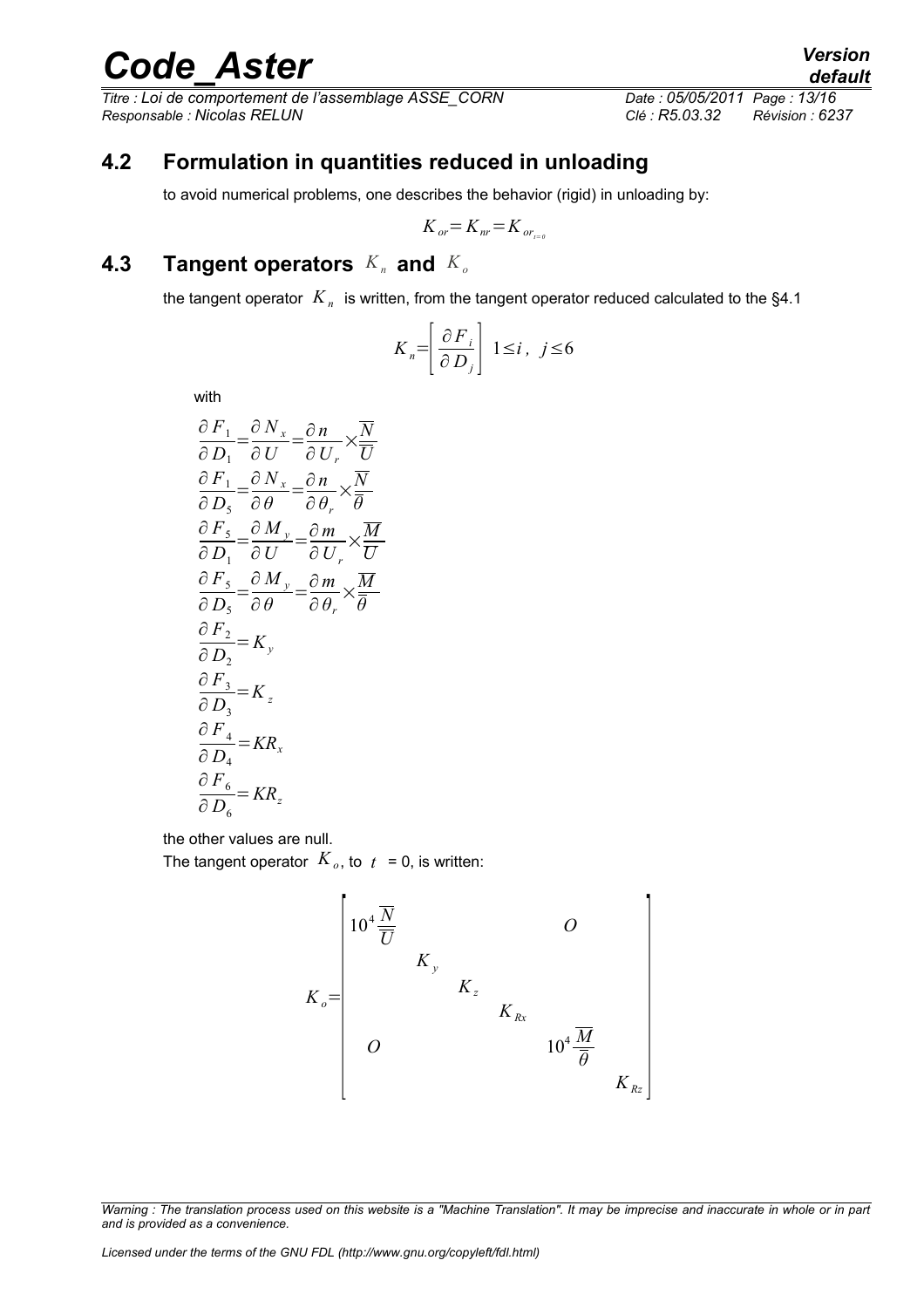## 4.2 Formulation in quantities reduced in unloading

to avoid numerical problems, one describes the behavior (rigid) in unloading by:

$$K_{or}=K_{nr}=K_{or_{t=0}}$$

## 4.3 Tangent operators $K_n$ and $K_o$

the tangent operator $K_n$ is written, from the tangent operator reduced calculated to the §4.1

$$K_n=\left[\frac{\partial F_i}{\partial D_j}\right] \; 1\leq i ,\; j\leq 6$$

with

$$\frac{\partial F_1}{\partial D_1}=\frac{\partial N_x}{\partial U}=\frac{\partial n}{\partial U_r}\times\frac{\overline{N}}{\overline{U}}$$

$$\frac{\partial F_1}{\partial D_5}=\frac{\partial N_x}{\partial \theta}=\frac{\partial n}{\partial \theta_r}\times\frac{\overline{N}}{\overline{\theta}}$$

$$\frac{\partial F_5}{\partial D_1}=\frac{\partial M_y}{\partial U}=\frac{\partial m}{\partial U_r}\times\frac{\overline{M}}{\overline{U}}$$

$$\frac{\partial F_5}{\partial D_5}=\frac{\partial M_y}{\partial \theta}=\frac{\partial m}{\partial \theta_r}\times\frac{\overline{M}}{\overline{\theta}}$$

$$\frac{\partial F_2}{\partial D_2}=K_y$$

$$\frac{\partial F_3}{\partial D_3}=K_z$$

$$\frac{\partial F_4}{\partial D_4}=KR_x$$

$$\frac{\partial F_6}{\partial D_6}=KR_z$$

the other values are null.

The tangent operator $K_o$, to $t$ = 0, is written:

$$K_o=\begin{bmatrix} 10^4\frac{\overline{N}}{\overline{U}} & & & & & \\ & K_y & & & O & \\ & & K_z & & & \\ & & & K_{Rx} & & \\ & O & & & 10^4\frac{\overline{M}}{\overline{\theta}} & \\ & & & & & K_{Rz} \end{bmatrix}$$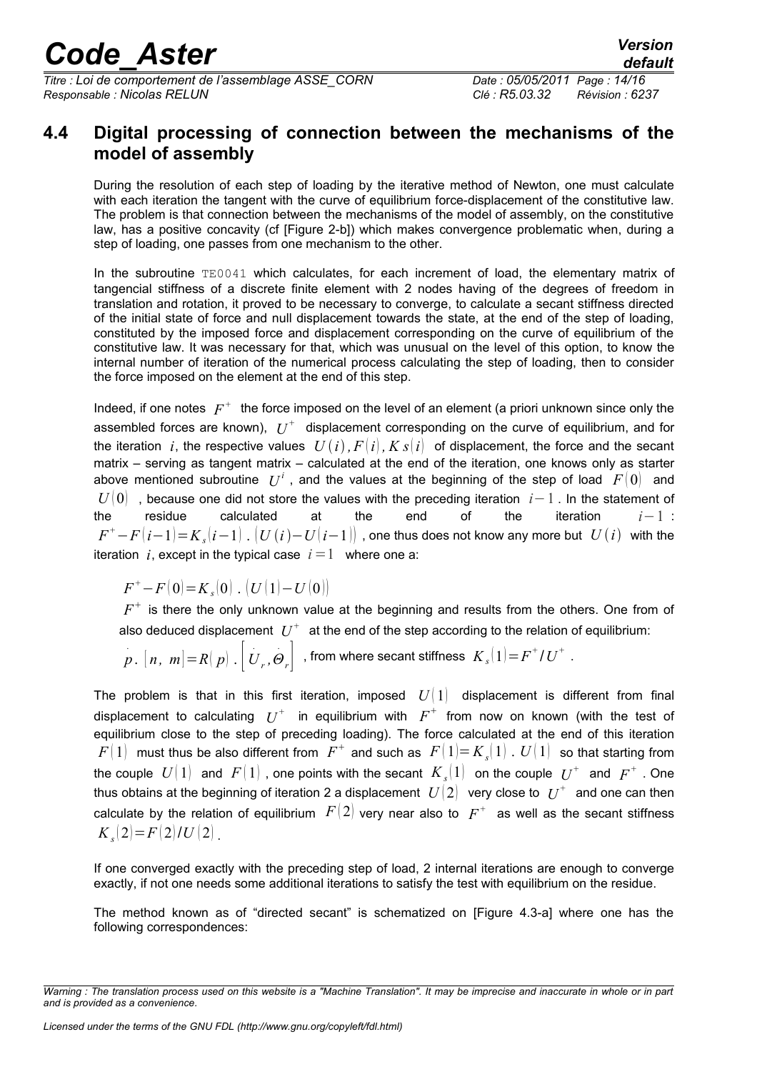## 4.4 Digital processing of connection between the mechanisms of the model of assembly

During the resolution of each step of loading by the iterative method of Newton, one must calculate with each iteration the tangent with the curve of equilibrium force-displacement of the constitutive law. The problem is that connection between the mechanisms of the model of assembly, on the constitutive law, has a positive concavity (cf [Figure 2-b]) which makes convergence problematic when, during a step of loading, one passes from one mechanism to the other.

In the subroutine `TE0041` which calculates, for each increment of load, the elementary matrix of tangencial stiffness of a discrete finite element with 2 nodes having of the degrees of freedom in translation and rotation, it proved to be necessary to converge, to calculate a secant stiffness directed of the initial state of force and null displacement towards the state, at the end of the step of loading, constituted by the imposed force and displacement corresponding on the curve of equilibrium of the constitutive law. It was necessary for that, which was unusual on the level of this option, to know the internal number of iteration of the numerical process calculating the step of loading, then to consider the force imposed on the element at the end of this step.

Indeed, if one notes $F^{+}$ the force imposed on the level of an element (a priori unknown since only the assembled forces are known), $U^{+}$ displacement corresponding on the curve of equilibrium, and for the iteration $i$, the respective values $U(i), F(i), K s(i)$ of displacement, the force and the secant matrix – serving as tangent matrix – calculated at the end of the iteration, one knows only as starter above mentioned subroutine $U^{i}$, and the values at the beginning of the step of load $F(0)$ and $U(0)$, because one did not store the values with the preceding iteration $i-1$. In the statement of the residue calculated at the end of the iteration $i-1$: $F^{+}-F(i-1)=K_s(i-1).(U(i)-U(i-1))$, one thus does not know any more but $U(i)$ with the iteration $i$, except in the typical case $i=1$ where one a:

$$F^{+}-F(0)=K_s(0).(U(1)-U(0))$$

$F^{+}$ is there the only unknown value at the beginning and results from the others. One from of also deduced displacement $U^{+}$ at the end of the step according to the relation of equilibrium:

$\dot{p}.[n, m]=R(p).\left[\dot{U}_r, \dot{\Theta}_r\right]$, from where secant stiffness $K_s(1)=F^{+}/U^{+}$.

The problem is that in this first iteration, imposed $U(1)$ displacement is different from final displacement to calculating $U^{+}$ in equilibrium with $F^{+}$ from now on known (with the test of equilibrium close to the step of preceding loading). The force calculated at the end of this iteration $F(1)$ must thus be also different from $F^{+}$ and such as $F(1)=K_s(1).U(1)$ so that starting from the couple $U(1)$ and $F(1)$, one points with the secant $K_s(1)$ on the couple $U^{+}$ and $F^{+}$. One thus obtains at the beginning of iteration 2 a displacement $U(2)$ very close to $U^{+}$ and one can then calculate by the relation of equilibrium $F(2)$ very near also to $F^{+}$ as well as the secant stiffness $K_s(2)=F(2)/U(2)$.

If one converged exactly with the preceding step of load, 2 internal iterations are enough to converge exactly, if not one needs some additional iterations to satisfy the test with equilibrium on the residue.

The method known as of "directed secant" is schematized on [Figure 4.3-a] where one has the following correspondences: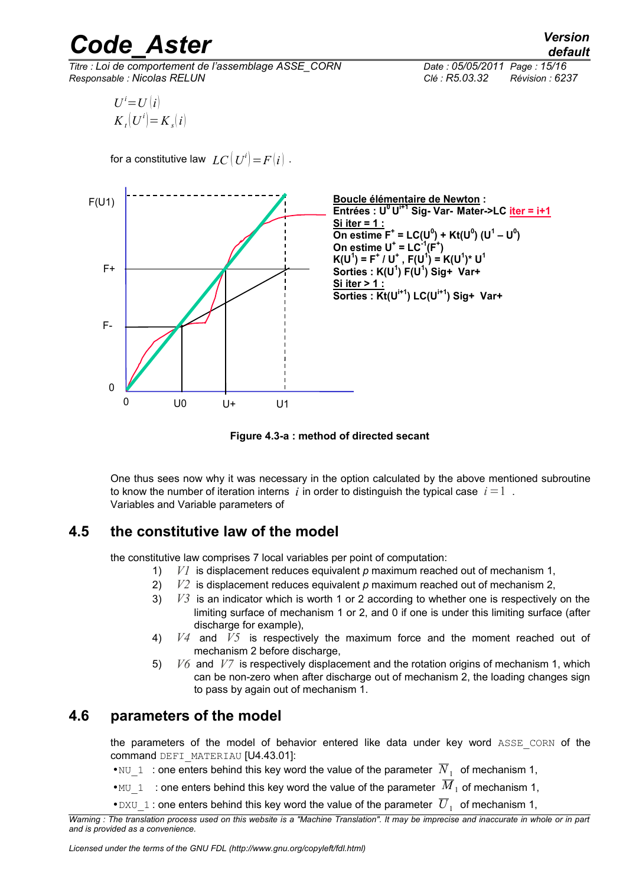$$U^i = U(i)$$
$$K_t(U^i) = K_s(i)$$

for a constitutive law $LC(U^i) = F(i)$ .

**Boucle élémentaire de Newton :**
**Entrées : $U^0$ $U^{i+1}$ Sig- Var- Mater->LC iter = i+1**
**Si iter = 1 :**
**On estime $F^+ = LC(U^0) + Kt(U^0)(U^1 - U^0)$**
**On estime $U^+ = LC^{-1}(F^+)$**
**$K(U^1) = F^+ / U^+$ , $F(U^1) = K(U^1) * U^1$**
**Sorties : $K(U^1)$ $F(U^1)$ Sig+ Var+**
**Si iter > 1 :**
**Sorties : $Kt(U^{i+1})$ $LC(U^{i+1})$ Sig+ Var+**

**Figure 4.3-a : method of directed secant**

One thus sees now why it was necessary in the option calculated by the above mentioned subroutine to know the number of iteration interns $i$ in order to distinguish the typical case $i=1$ .
Variables and Variable parameters of

## 4.5 the constitutive law of the model

the constitutive law comprises 7 local variables per point of computation:

1) $V1$ is displacement reduces equivalent *p* maximum reached out of mechanism 1,
2) $V2$ is displacement reduces equivalent *p* maximum reached out of mechanism 2,
3) $V3$ is an indicator which is worth 1 or 2 according to whether one is respectively on the limiting surface of mechanism 1 or 2, and 0 if one is under this limiting surface (after discharge for example),
4) $V4$ and $V5$ is respectively the maximum force and the moment reached out of mechanism 2 before discharge,
5) $V6$ and $V7$ is respectively displacement and the rotation origins of mechanism 1, which can be non-zero when after discharge out of mechanism 2, the loading changes sign to pass by again out of mechanism 1.

## 4.6 parameters of the model

the parameters of the model of behavior entered like data under key word ASSE_CORN of the command DEFI_MATERIAU [U4.43.01]:

- NU_1 : one enters behind this key word the value of the parameter $\overline{N}_1$ of mechanism 1,
- MU_1 : one enters behind this key word the value of the parameter $\overline{M}_1$ of mechanism 1,
- DXU_1 : one enters behind this key word the value of the parameter $\overline{U}_1$ of mechanism 1,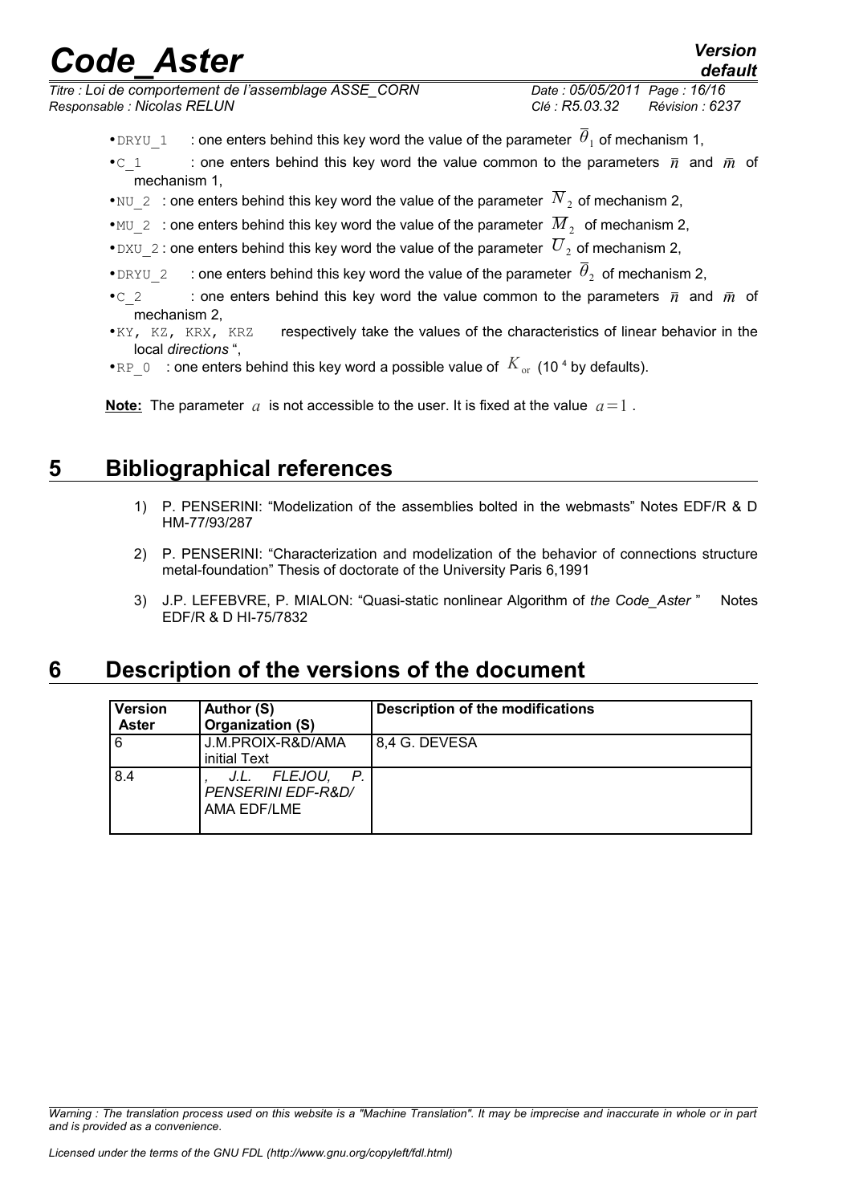- DRYU_1 : one enters behind this key word the value of the parameter $\overline{\theta}_1$ of mechanism 1,
- C_1 : one enters behind this key word the value common to the parameters $\overline{n}$ and $\overline{m}$ of mechanism 1,
- NU_2 : one enters behind this key word the value of the parameter $\overline{N}_2$ of mechanism 2,
- MU_2 : one enters behind this key word the value of the parameter $\overline{M}_2$ of mechanism 2,
- DXU_2 : one enters behind this key word the value of the parameter $\overline{U}_2$ of mechanism 2,
- DRYU_2 : one enters behind this key word the value of the parameter $\overline{\theta}_2$ of mechanism 2,
- C_2 : one enters behind this key word the value common to the parameters $\overline{n}$ and $\overline{m}$ of mechanism 2,
- KY, KZ, KRX, KRZ respectively take the values of the characteristics of linear behavior in the local *directions* ",
- RP_0 : one enters behind this key word a possible value of $K_{\text{or}}$ ($10^4$ by defaults).

**Note:** The parameter $a$ is not accessible to the user. It is fixed at the value $a=1$.

# 5 Bibliographical references

1) P. PENSERINI: "Modelization of the assemblies bolted in the webmasts" Notes EDF/R & D HM-77/93/287

2) P. PENSERINI: "Characterization and modelization of the behavior of connections structure metal-foundation" Thesis of doctorate of the University Paris 6,1991

3) J.P. LEFEBVRE, P. MIALON: "Quasi-static nonlinear Algorithm of *the Code_Aster* " Notes EDF/R & D HI-75/7832

# 6 Description of the versions of the document

| Version Aster | Author (S) Organization (S) | Description of the modifications |
|---|---|---|
| 6 | J.M.PROIX-R&D/AMA initial Text | 8,4 G. DEVESA |
| 8.4 | *, J.L. FLEJOU, P. PENSERINI EDF-R&D/* AMA EDF/LME | |